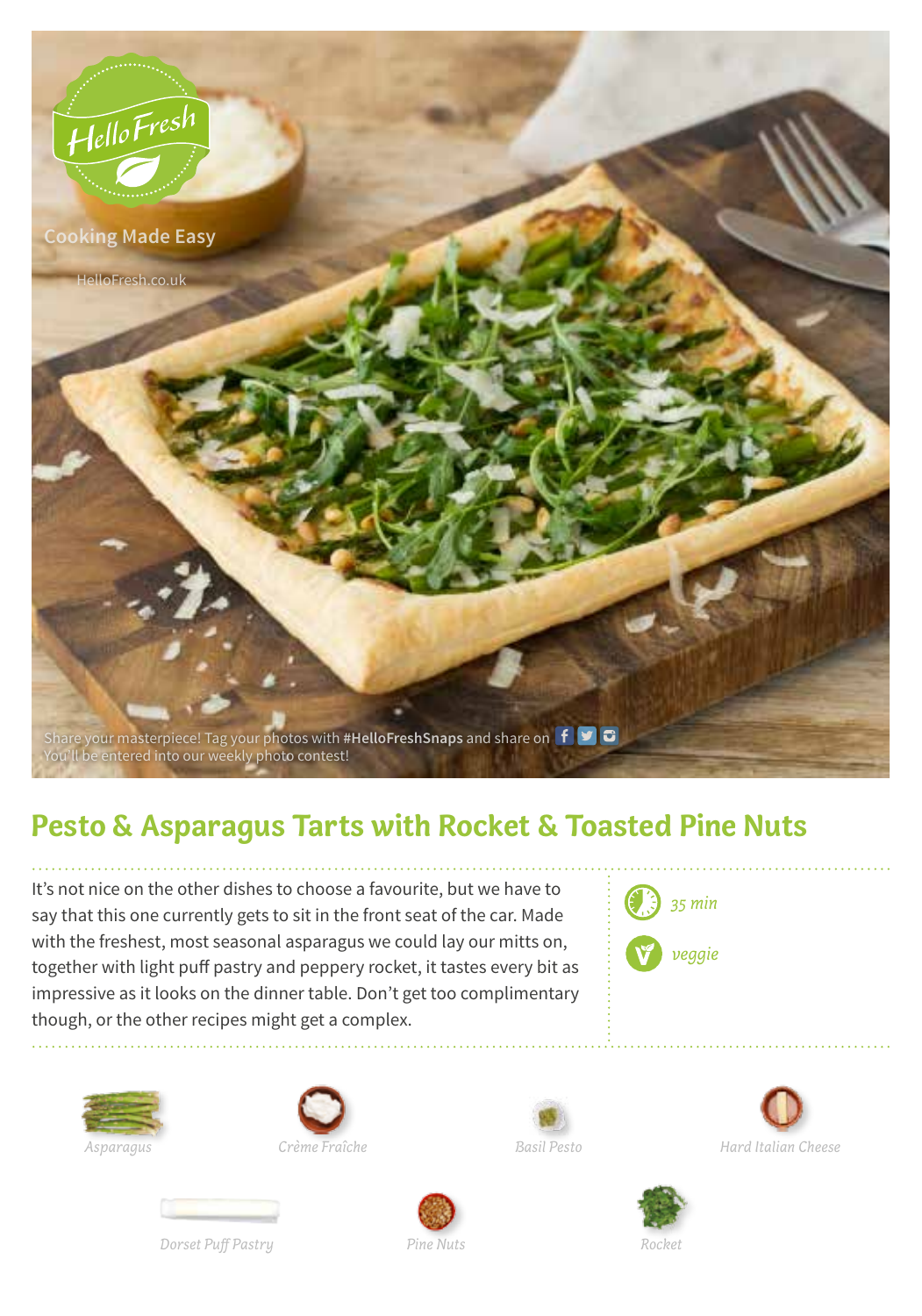HelloFresh

Cooking Made Easy

HelloFresh.co.uk

Share your masterpiece! Tag your photos with **#HelloFreshSnaps** and share on
You'll be entered into our weekly photo contest!

# Pesto & Asparagus Tarts with Rocket & Toasted Pine Nuts

It's not nice on the other dishes to choose a favourite, but we have to say that this one currently gets to sit in the front seat of the car. Made with the freshest, most seasonal asparagus we could lay our mitts on, together with light puff pastry and peppery rocket, it tastes every bit as impressive as it looks on the dinner table. Don't get too complimentary though, or the other recipes might get a complex.

*35 min*

*veggie*

*Asparagus*

*Crème Fraîche*

*Basil Pesto*

*Hard Italian Cheese*

*Dorset Puff Pastry*

*Pine Nuts*

*Rocket*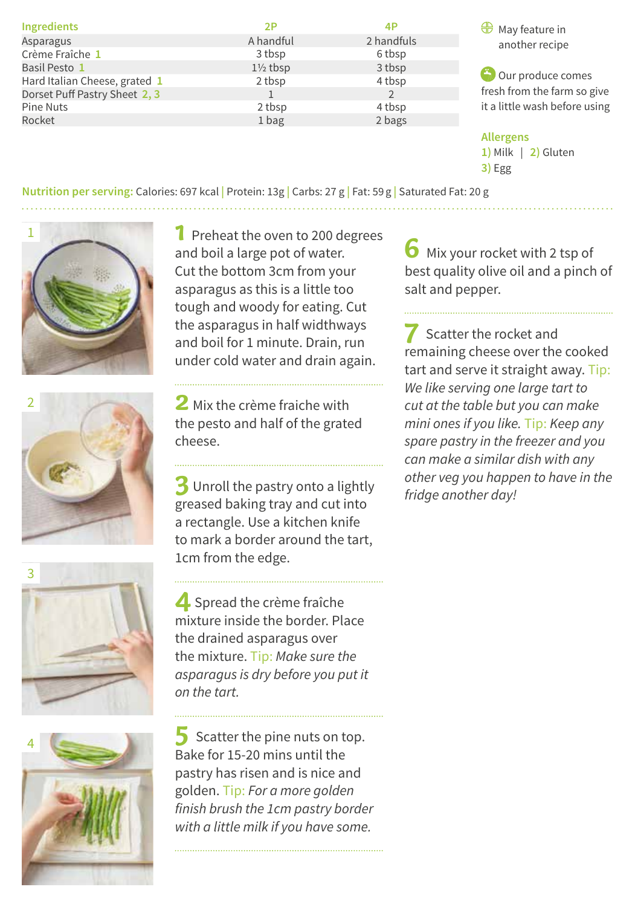| Ingredients | 2P | 4P |
|---|---|---|
| Asparagus | A handful | 2 handfuls |
| Crème Fraîche 1 | 3 tbsp | 6 tbsp |
| Basil Pesto 1 | 1½ tbsp | 3 tbsp |
| Hard Italian Cheese, grated 1 | 2 tbsp | 4 tbsp |
| Dorset Puff Pastry Sheet 2, 3 | 1 | 2 |
| Pine Nuts | 2 tbsp | 4 tbsp |
| Rocket | 1 bag | 2 bags |

May feature in another recipe

Our produce comes fresh from the farm so give it a little wash before using

**Allergens**
1) Milk | 2) Gluten
3) Egg

**Nutrition per serving:** Calories: 697 kcal | Protein: 13g | Carbs: 27 g | Fat: 59 g | Saturated Fat: 20 g

1

2

3

4

**1** Preheat the oven to 200 degrees and boil a large pot of water. Cut the bottom 3cm from your asparagus as this is a little too tough and woody for eating. Cut the asparagus in half widthways and boil for 1 minute. Drain, run under cold water and drain again.

**2** Mix the crème fraiche with the pesto and half of the grated cheese.

**3** Unroll the pastry onto a lightly greased baking tray and cut into a rectangle. Use a kitchen knife to mark a border around the tart, 1cm from the edge.

**4** Spread the crème fraîche mixture inside the border. Place the drained asparagus over the mixture. Tip: *Make sure the asparagus is dry before you put it on the tart.*

**5** Scatter the pine nuts on top. Bake for 15-20 mins until the pastry has risen and is nice and golden. Tip: *For a more golden finish brush the 1cm pastry border with a little milk if you have some.*

**6** Mix your rocket with 2 tsp of best quality olive oil and a pinch of salt and pepper.

**7** Scatter the rocket and remaining cheese over the cooked tart and serve it straight away. Tip: *We like serving one large tart to cut at the table but you can make mini ones if you like.* Tip: *Keep any spare pastry in the freezer and you can make a similar dish with any other veg you happen to have in the fridge another day!*